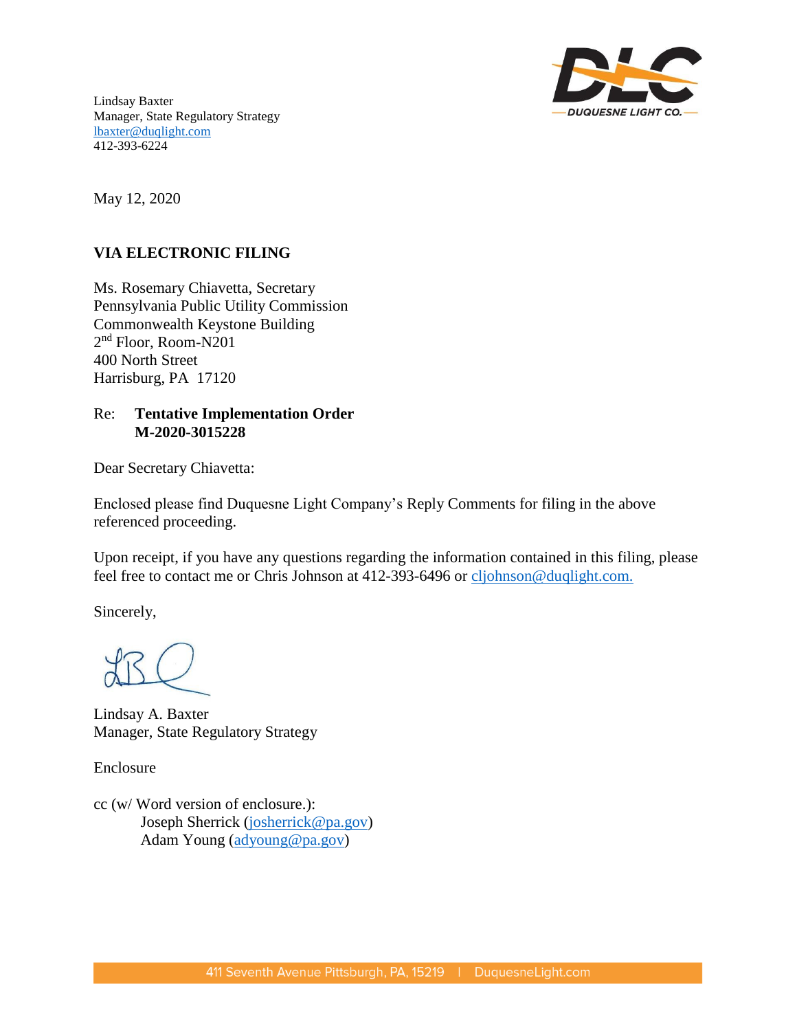Lindsay Baxter
Manager, State Regulatory Strategy
lbaxter@duqlight.com
412-393-6224

DUQUESNE LIGHT CO.

May 12, 2020

**VIA ELECTRONIC FILING**

Ms. Rosemary Chiavetta, Secretary
Pennsylvania Public Utility Commission
Commonwealth Keystone Building
2nd Floor, Room-N201
400 North Street
Harrisburg, PA 17120

Re: **Tentative Implementation Order**
**M-2020-3015228**

Dear Secretary Chiavetta:

Enclosed please find Duquesne Light Company's Reply Comments for filing in the above referenced proceeding.

Upon receipt, if you have any questions regarding the information contained in this filing, please feel free to contact me or Chris Johnson at 412-393-6496 or cljohnson@duqlight.com.

Sincerely,

Lindsay A. Baxter
Manager, State Regulatory Strategy

Enclosure

cc (w/ Word version of enclosure.):
Joseph Sherrick (josherrick@pa.gov)
Adam Young (adyoung@pa.gov)

411 Seventh Avenue Pittsburgh, PA, 15219 | DuquesneLight.com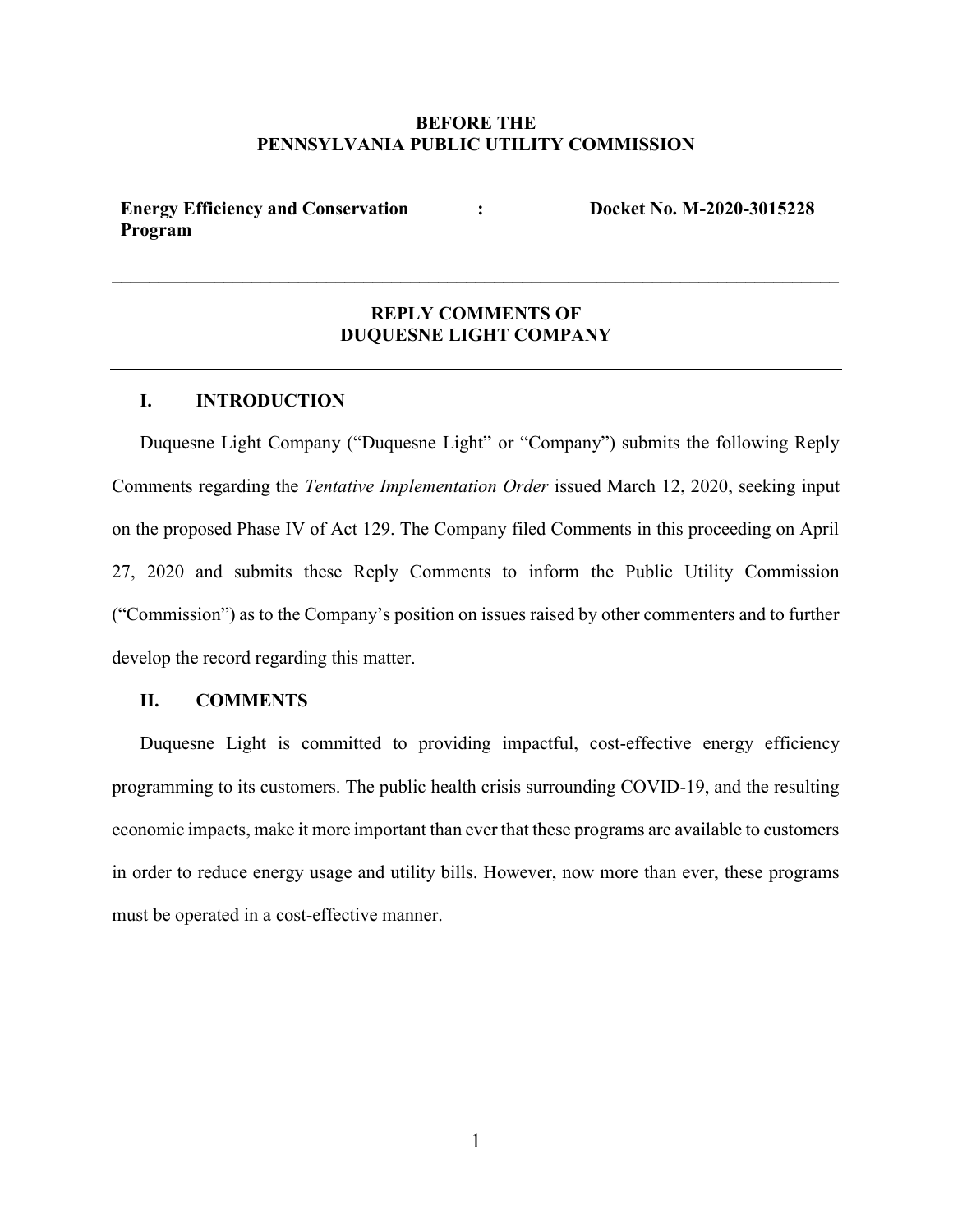**BEFORE THE**
**PENNSYLVANIA PUBLIC UTILITY COMMISSION**

| | | |
|---|---|---|
| **Energy Efficiency and Conservation Program** | **:** | **Docket No. M-2020-3015228** |

---

# REPLY COMMENTS OF DUQUESNE LIGHT COMPANY

---

## I. INTRODUCTION

Duquesne Light Company ("Duquesne Light" or "Company") submits the following Reply Comments regarding the *Tentative Implementation Order* issued March 12, 2020, seeking input on the proposed Phase IV of Act 129. The Company filed Comments in this proceeding on April 27, 2020 and submits these Reply Comments to inform the Public Utility Commission ("Commission") as to the Company's position on issues raised by other commenters and to further develop the record regarding this matter.

## II. COMMENTS

Duquesne Light is committed to providing impactful, cost-effective energy efficiency programming to its customers. The public health crisis surrounding COVID-19, and the resulting economic impacts, make it more important than ever that these programs are available to customers in order to reduce energy usage and utility bills. However, now more than ever, these programs must be operated in a cost-effective manner.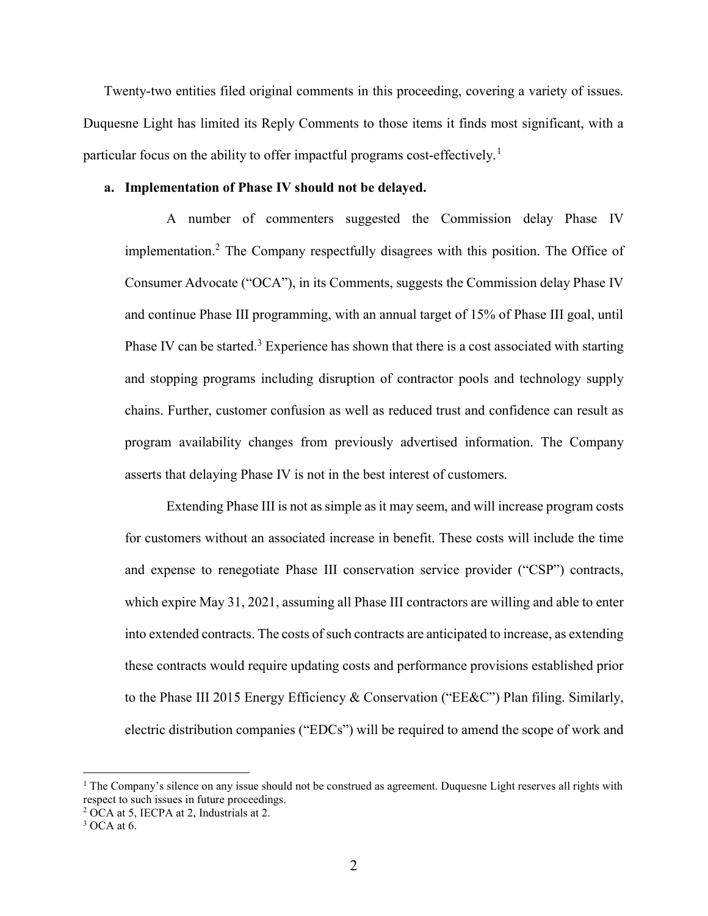Twenty-two entities filed original comments in this proceeding, covering a variety of issues. Duquesne Light has limited its Reply Comments to those items it finds most significant, with a particular focus on the ability to offer impactful programs cost-effectively.[1]

**a. Implementation of Phase IV should not be delayed.**

A number of commenters suggested the Commission delay Phase IV implementation.[2] The Company respectfully disagrees with this position. The Office of Consumer Advocate ("OCA"), in its Comments, suggests the Commission delay Phase IV and continue Phase III programming, with an annual target of 15% of Phase III goal, until Phase IV can be started.[3] Experience has shown that there is a cost associated with starting and stopping programs including disruption of contractor pools and technology supply chains. Further, customer confusion as well as reduced trust and confidence can result as program availability changes from previously advertised information. The Company asserts that delaying Phase IV is not in the best interest of customers.

Extending Phase III is not as simple as it may seem, and will increase program costs for customers without an associated increase in benefit. These costs will include the time and expense to renegotiate Phase III conservation service provider ("CSP") contracts, which expire May 31, 2021, assuming all Phase III contractors are willing and able to enter into extended contracts. The costs of such contracts are anticipated to increase, as extending these contracts would require updating costs and performance provisions established prior to the Phase III 2015 Energy Efficiency & Conservation ("EE&C") Plan filing. Similarly, electric distribution companies ("EDCs") will be required to amend the scope of work and

---

[1] The Company's silence on any issue should not be construed as agreement. Duquesne Light reserves all rights with respect to such issues in future proceedings.

[2] OCA at 5, IECPA at 2, Industrials at 2.

[3] OCA at 6.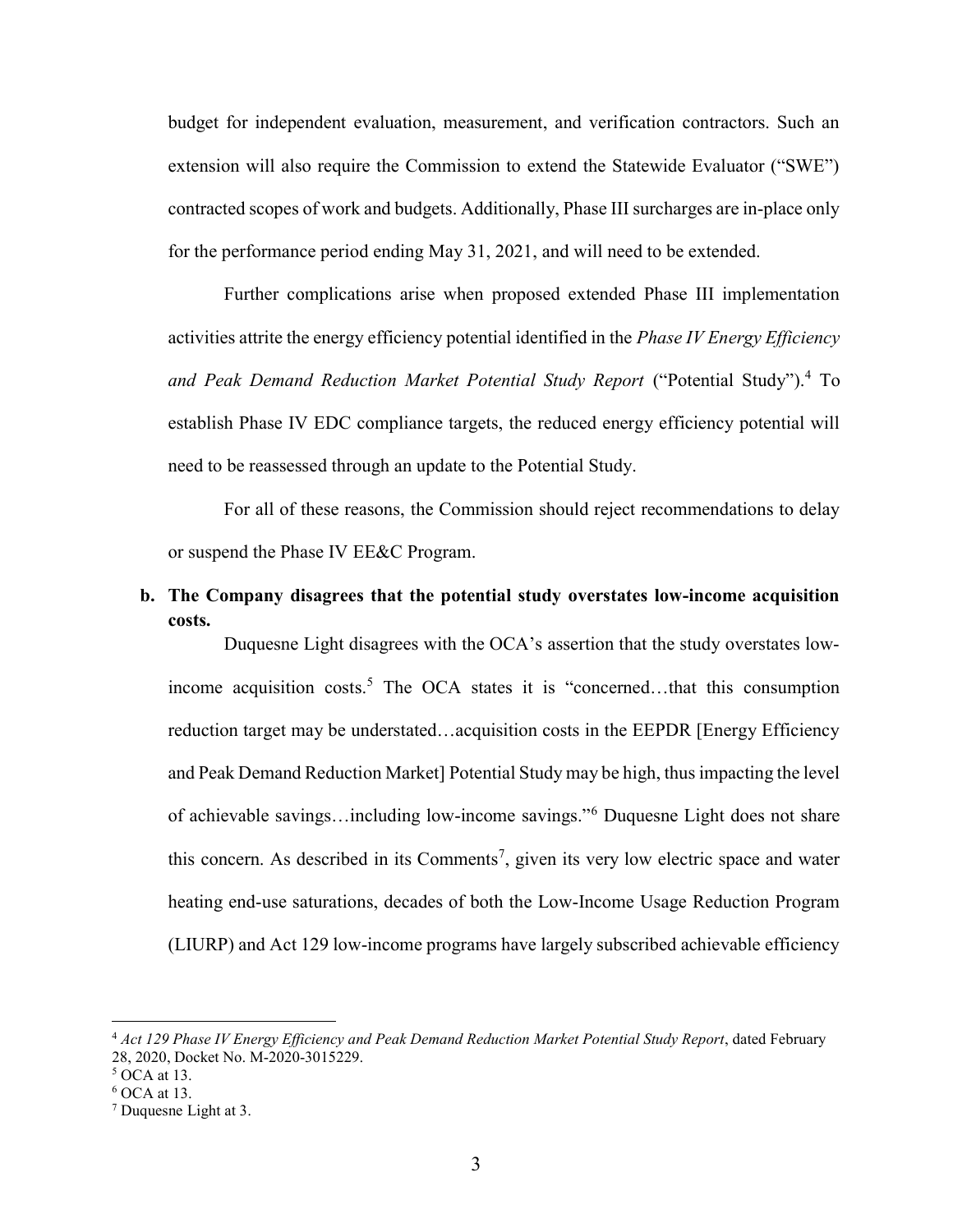budget for independent evaluation, measurement, and verification contractors. Such an extension will also require the Commission to extend the Statewide Evaluator ("SWE") contracted scopes of work and budgets. Additionally, Phase III surcharges are in-place only for the performance period ending May 31, 2021, and will need to be extended.

Further complications arise when proposed extended Phase III implementation activities attrite the energy efficiency potential identified in the *Phase IV Energy Efficiency and Peak Demand Reduction Market Potential Study Report* ("Potential Study").[4] To establish Phase IV EDC compliance targets, the reduced energy efficiency potential will need to be reassessed through an update to the Potential Study.

For all of these reasons, the Commission should reject recommendations to delay or suspend the Phase IV EE&C Program.

**b. The Company disagrees that the potential study overstates low-income acquisition costs.**

Duquesne Light disagrees with the OCA's assertion that the study overstates low-income acquisition costs.[5] The OCA states it is "concerned…that this consumption reduction target may be understated…acquisition costs in the EEPDR [Energy Efficiency and Peak Demand Reduction Market] Potential Study may be high, thus impacting the level of achievable savings…including low-income savings."[6] Duquesne Light does not share this concern. As described in its Comments[7], given its very low electric space and water heating end-use saturations, decades of both the Low-Income Usage Reduction Program (LIURP) and Act 129 low-income programs have largely subscribed achievable efficiency

---

[4] *Act 129 Phase IV Energy Efficiency and Peak Demand Reduction Market Potential Study Report*, dated February 28, 2020, Docket No. M-2020-3015229.

[5] OCA at 13.

[6] OCA at 13.

[7] Duquesne Light at 3.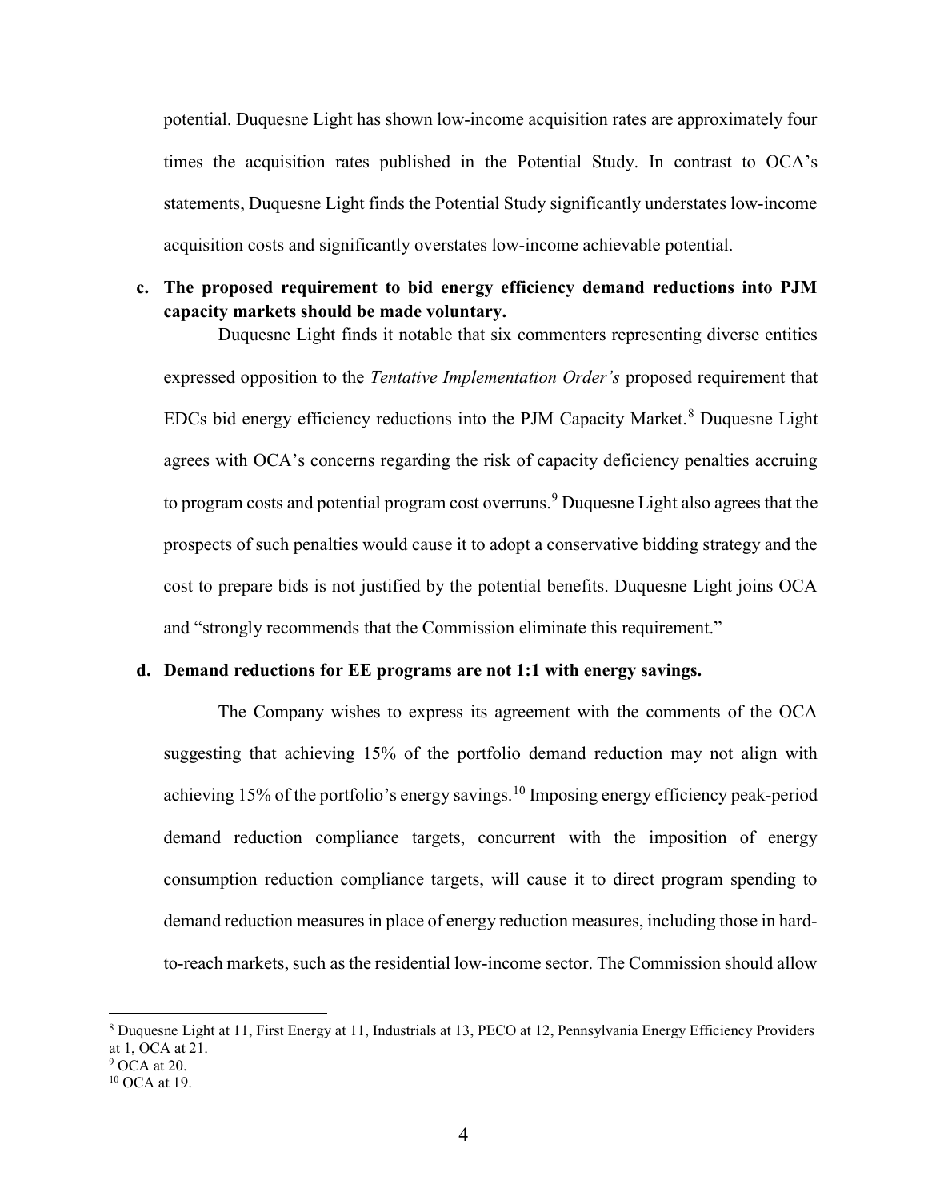potential. Duquesne Light has shown low-income acquisition rates are approximately four times the acquisition rates published in the Potential Study. In contrast to OCA's statements, Duquesne Light finds the Potential Study significantly understates low-income acquisition costs and significantly overstates low-income achievable potential.

**c. The proposed requirement to bid energy efficiency demand reductions into PJM capacity markets should be made voluntary.**

Duquesne Light finds it notable that six commenters representing diverse entities expressed opposition to the *Tentative Implementation Order's* proposed requirement that EDCs bid energy efficiency reductions into the PJM Capacity Market.[8] Duquesne Light agrees with OCA's concerns regarding the risk of capacity deficiency penalties accruing to program costs and potential program cost overruns.[9] Duquesne Light also agrees that the prospects of such penalties would cause it to adopt a conservative bidding strategy and the cost to prepare bids is not justified by the potential benefits. Duquesne Light joins OCA and "strongly recommends that the Commission eliminate this requirement."

**d. Demand reductions for EE programs are not 1:1 with energy savings.**

The Company wishes to express its agreement with the comments of the OCA suggesting that achieving 15% of the portfolio demand reduction may not align with achieving 15% of the portfolio's energy savings.[10] Imposing energy efficiency peak-period demand reduction compliance targets, concurrent with the imposition of energy consumption reduction compliance targets, will cause it to direct program spending to demand reduction measures in place of energy reduction measures, including those in hard-to-reach markets, such as the residential low-income sector. The Commission should allow

---

[8] Duquesne Light at 11, First Energy at 11, Industrials at 13, PECO at 12, Pennsylvania Energy Efficiency Providers at 1, OCA at 21.

[9] OCA at 20.

[10] OCA at 19.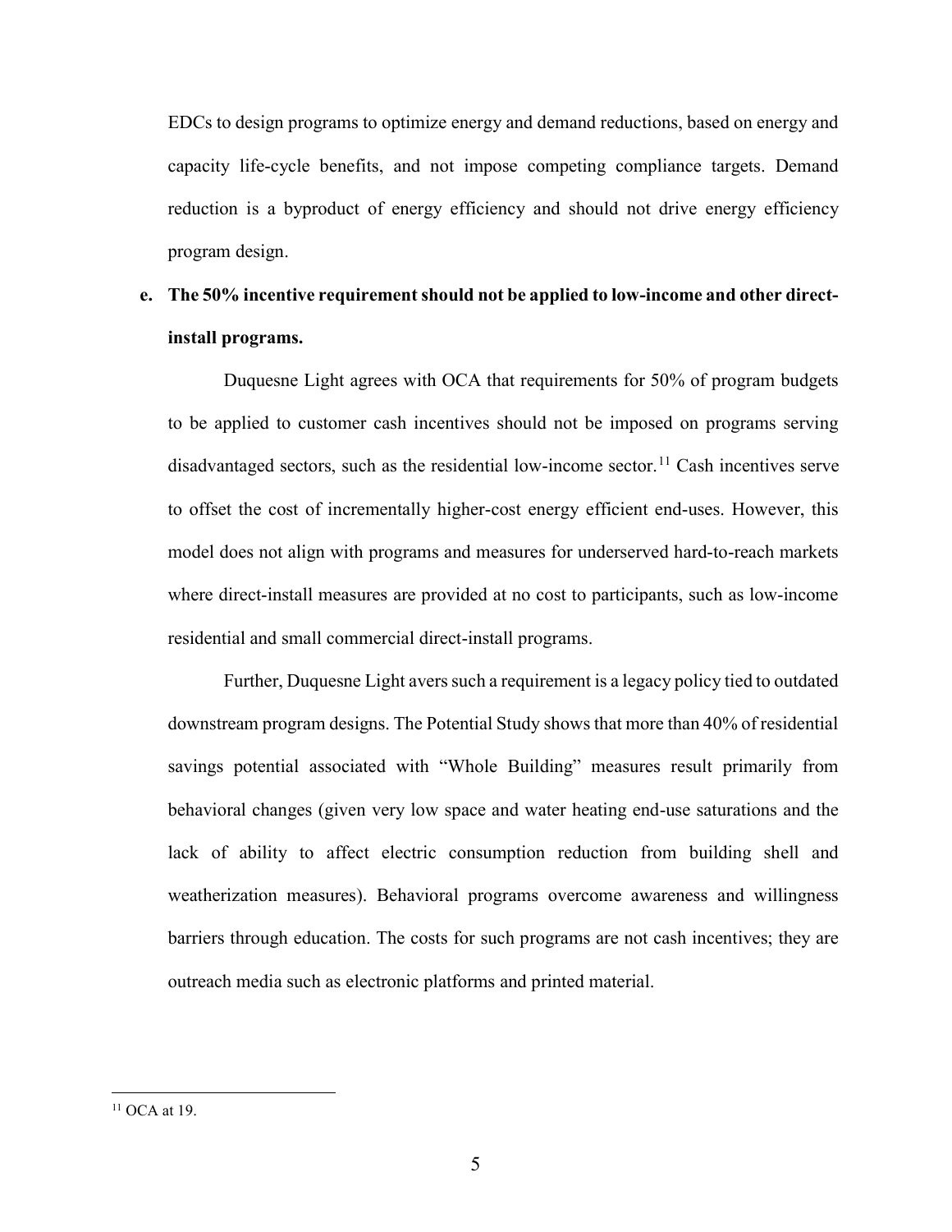EDCs to design programs to optimize energy and demand reductions, based on energy and capacity life-cycle benefits, and not impose competing compliance targets. Demand reduction is a byproduct of energy efficiency and should not drive energy efficiency program design.

**e. The 50% incentive requirement should not be applied to low-income and other direct-install programs.**

Duquesne Light agrees with OCA that requirements for 50% of program budgets to be applied to customer cash incentives should not be imposed on programs serving disadvantaged sectors, such as the residential low-income sector.[11] Cash incentives serve to offset the cost of incrementally higher-cost energy efficient end-uses. However, this model does not align with programs and measures for underserved hard-to-reach markets where direct-install measures are provided at no cost to participants, such as low-income residential and small commercial direct-install programs.

Further, Duquesne Light avers such a requirement is a legacy policy tied to outdated downstream program designs. The Potential Study shows that more than 40% of residential savings potential associated with "Whole Building" measures result primarily from behavioral changes (given very low space and water heating end-use saturations and the lack of ability to affect electric consumption reduction from building shell and weatherization measures). Behavioral programs overcome awareness and willingness barriers through education. The costs for such programs are not cash incentives; they are outreach media such as electronic platforms and printed material.

---

[11] OCA at 19.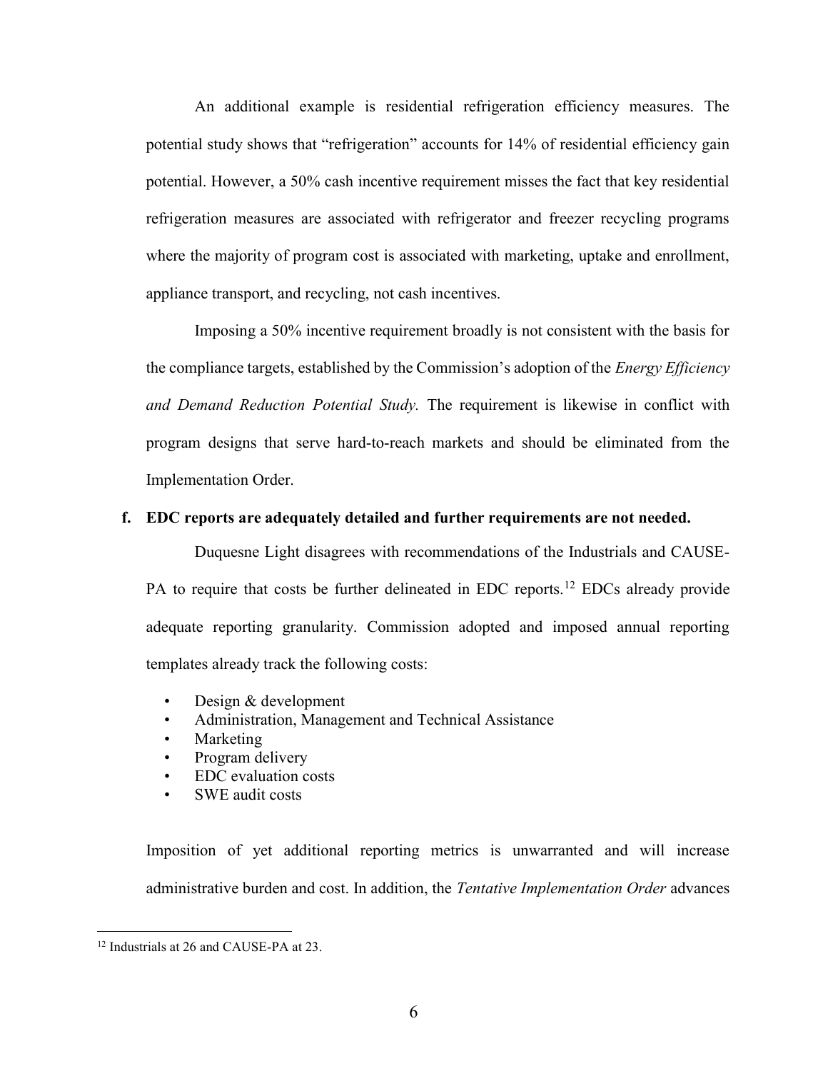An additional example is residential refrigeration efficiency measures. The potential study shows that "refrigeration" accounts for 14% of residential efficiency gain potential. However, a 50% cash incentive requirement misses the fact that key residential refrigeration measures are associated with refrigerator and freezer recycling programs where the majority of program cost is associated with marketing, uptake and enrollment, appliance transport, and recycling, not cash incentives.

Imposing a 50% incentive requirement broadly is not consistent with the basis for the compliance targets, established by the Commission's adoption of the *Energy Efficiency and Demand Reduction Potential Study.* The requirement is likewise in conflict with program designs that serve hard-to-reach markets and should be eliminated from the Implementation Order.

**f. EDC reports are adequately detailed and further requirements are not needed.**

Duquesne Light disagrees with recommendations of the Industrials and CAUSE-PA to require that costs be further delineated in EDC reports.[12] EDCs already provide adequate reporting granularity. Commission adopted and imposed annual reporting templates already track the following costs:

- Design & development
- Administration, Management and Technical Assistance
- Marketing
- Program delivery
- EDC evaluation costs
- SWE audit costs

Imposition of yet additional reporting metrics is unwarranted and will increase administrative burden and cost. In addition, the *Tentative Implementation Order* advances

---

[12] Industrials at 26 and CAUSE-PA at 23.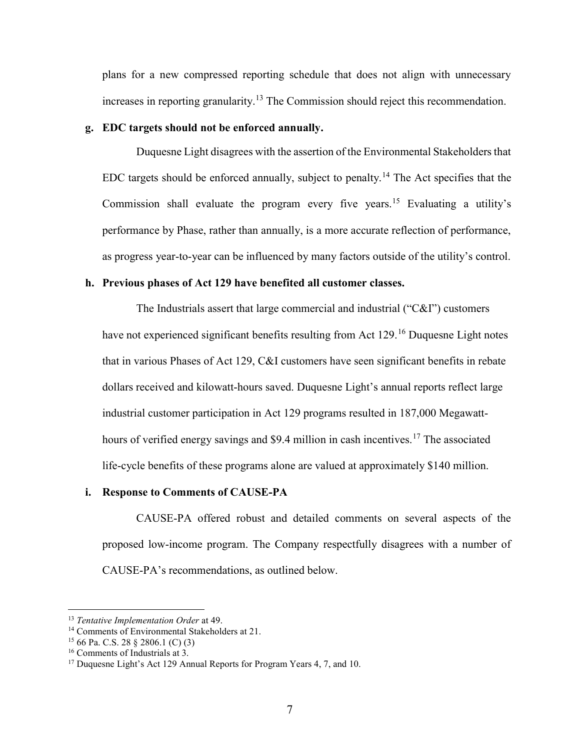plans for a new compressed reporting schedule that does not align with unnecessary increases in reporting granularity.[13] The Commission should reject this recommendation.

**g. EDC targets should not be enforced annually.**

Duquesne Light disagrees with the assertion of the Environmental Stakeholders that EDC targets should be enforced annually, subject to penalty.[14] The Act specifies that the Commission shall evaluate the program every five years.[15] Evaluating a utility's performance by Phase, rather than annually, is a more accurate reflection of performance, as progress year-to-year can be influenced by many factors outside of the utility's control.

**h. Previous phases of Act 129 have benefited all customer classes.**

The Industrials assert that large commercial and industrial ("C&I") customers have not experienced significant benefits resulting from Act 129.[16] Duquesne Light notes that in various Phases of Act 129, C&I customers have seen significant benefits in rebate dollars received and kilowatt-hours saved. Duquesne Light's annual reports reflect large industrial customer participation in Act 129 programs resulted in 187,000 Megawatt-hours of verified energy savings and $9.4 million in cash incentives.[17] The associated life-cycle benefits of these programs alone are valued at approximately $140 million.

**i. Response to Comments of CAUSE-PA**

CAUSE-PA offered robust and detailed comments on several aspects of the proposed low-income program. The Company respectfully disagrees with a number of CAUSE-PA's recommendations, as outlined below.

---

[13] *Tentative Implementation Order* at 49.

[14] Comments of Environmental Stakeholders at 21.

[15] 66 Pa. C.S. 28 § 2806.1 (C) (3)

[16] Comments of Industrials at 3.

[17] Duquesne Light's Act 129 Annual Reports for Program Years 4, 7, and 10.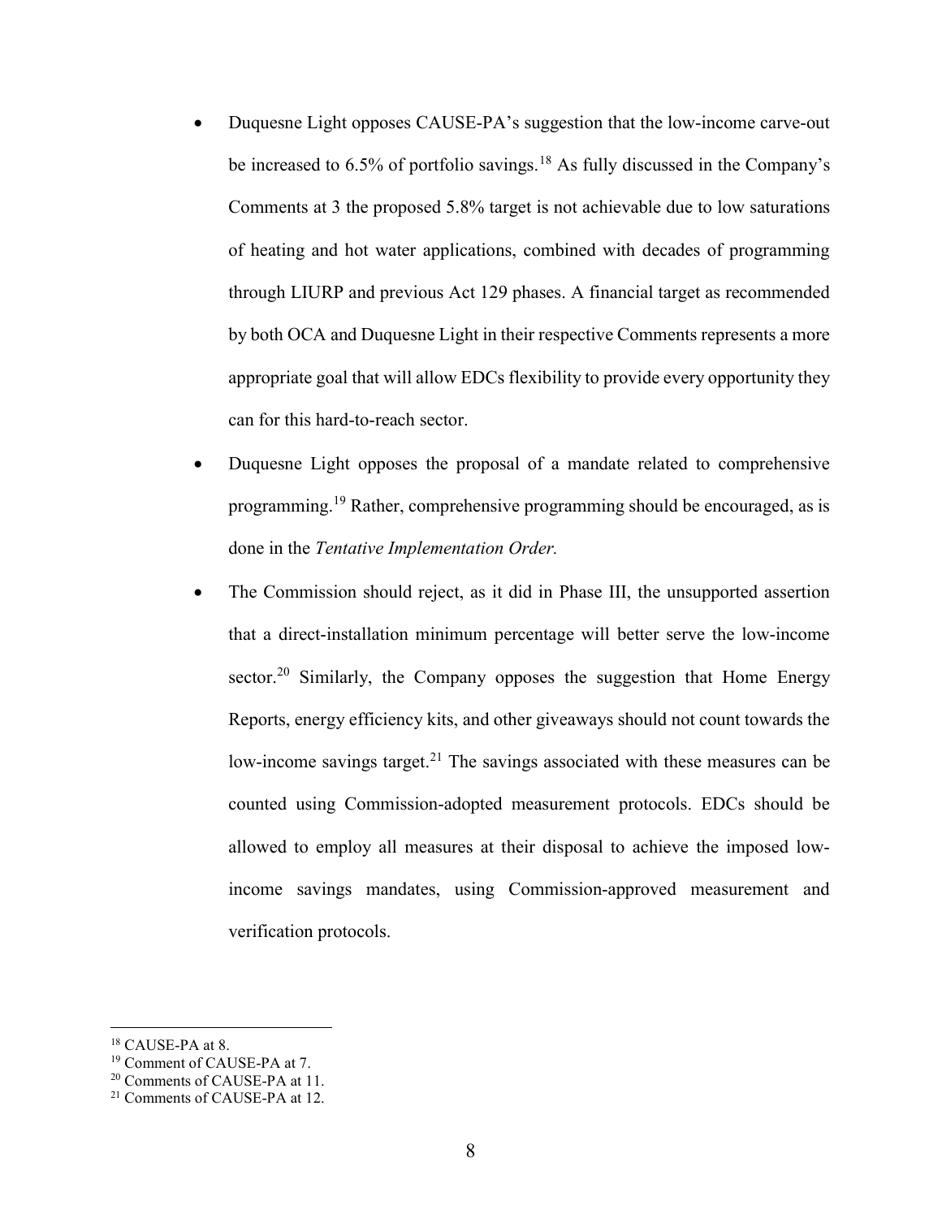- Duquesne Light opposes CAUSE-PA's suggestion that the low-income carve-out be increased to 6.5% of portfolio savings.[18] As fully discussed in the Company's Comments at 3 the proposed 5.8% target is not achievable due to low saturations of heating and hot water applications, combined with decades of programming through LIURP and previous Act 129 phases. A financial target as recommended by both OCA and Duquesne Light in their respective Comments represents a more appropriate goal that will allow EDCs flexibility to provide every opportunity they can for this hard-to-reach sector.

- Duquesne Light opposes the proposal of a mandate related to comprehensive programming.[19] Rather, comprehensive programming should be encouraged, as is done in the *Tentative Implementation Order.*

- The Commission should reject, as it did in Phase III, the unsupported assertion that a direct-installation minimum percentage will better serve the low-income sector.[20] Similarly, the Company opposes the suggestion that Home Energy Reports, energy efficiency kits, and other giveaways should not count towards the low-income savings target.[21] The savings associated with these measures can be counted using Commission-adopted measurement protocols. EDCs should be allowed to employ all measures at their disposal to achieve the imposed low-income savings mandates, using Commission-approved measurement and verification protocols.

---

[18] CAUSE-PA at 8.

[19] Comment of CAUSE-PA at 7.

[20] Comments of CAUSE-PA at 11.

[21] Comments of CAUSE-PA at 12.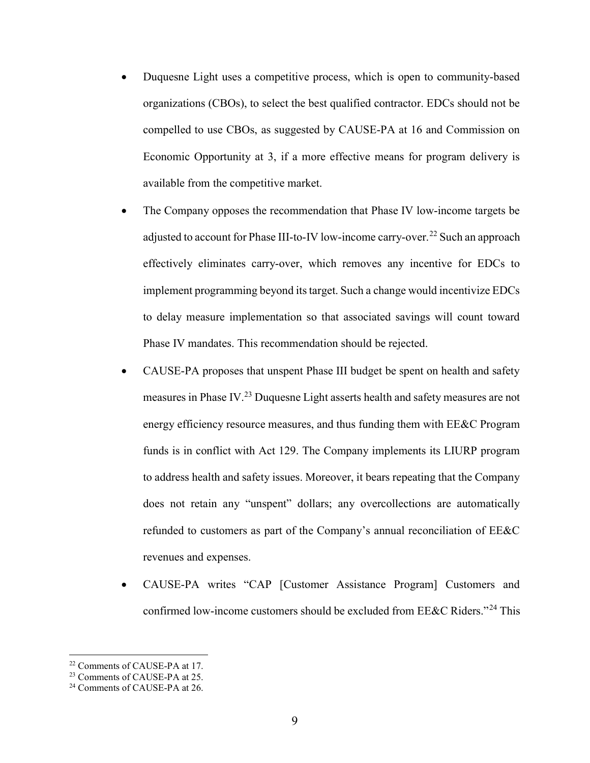- Duquesne Light uses a competitive process, which is open to community-based organizations (CBOs), to select the best qualified contractor. EDCs should not be compelled to use CBOs, as suggested by CAUSE-PA at 16 and Commission on Economic Opportunity at 3, if a more effective means for program delivery is available from the competitive market.

- The Company opposes the recommendation that Phase IV low-income targets be adjusted to account for Phase III-to-IV low-income carry-over.[22] Such an approach effectively eliminates carry-over, which removes any incentive for EDCs to implement programming beyond its target. Such a change would incentivize EDCs to delay measure implementation so that associated savings will count toward Phase IV mandates. This recommendation should be rejected.

- CAUSE-PA proposes that unspent Phase III budget be spent on health and safety measures in Phase IV.[23] Duquesne Light asserts health and safety measures are not energy efficiency resource measures, and thus funding them with EE&C Program funds is in conflict with Act 129. The Company implements its LIURP program to address health and safety issues. Moreover, it bears repeating that the Company does not retain any "unspent" dollars; any overcollections are automatically refunded to customers as part of the Company's annual reconciliation of EE&C revenues and expenses.

- CAUSE-PA writes "CAP [Customer Assistance Program] Customers and confirmed low-income customers should be excluded from EE&C Riders."[24] This

---

[22] Comments of CAUSE-PA at 17.

[23] Comments of CAUSE-PA at 25.

[24] Comments of CAUSE-PA at 26.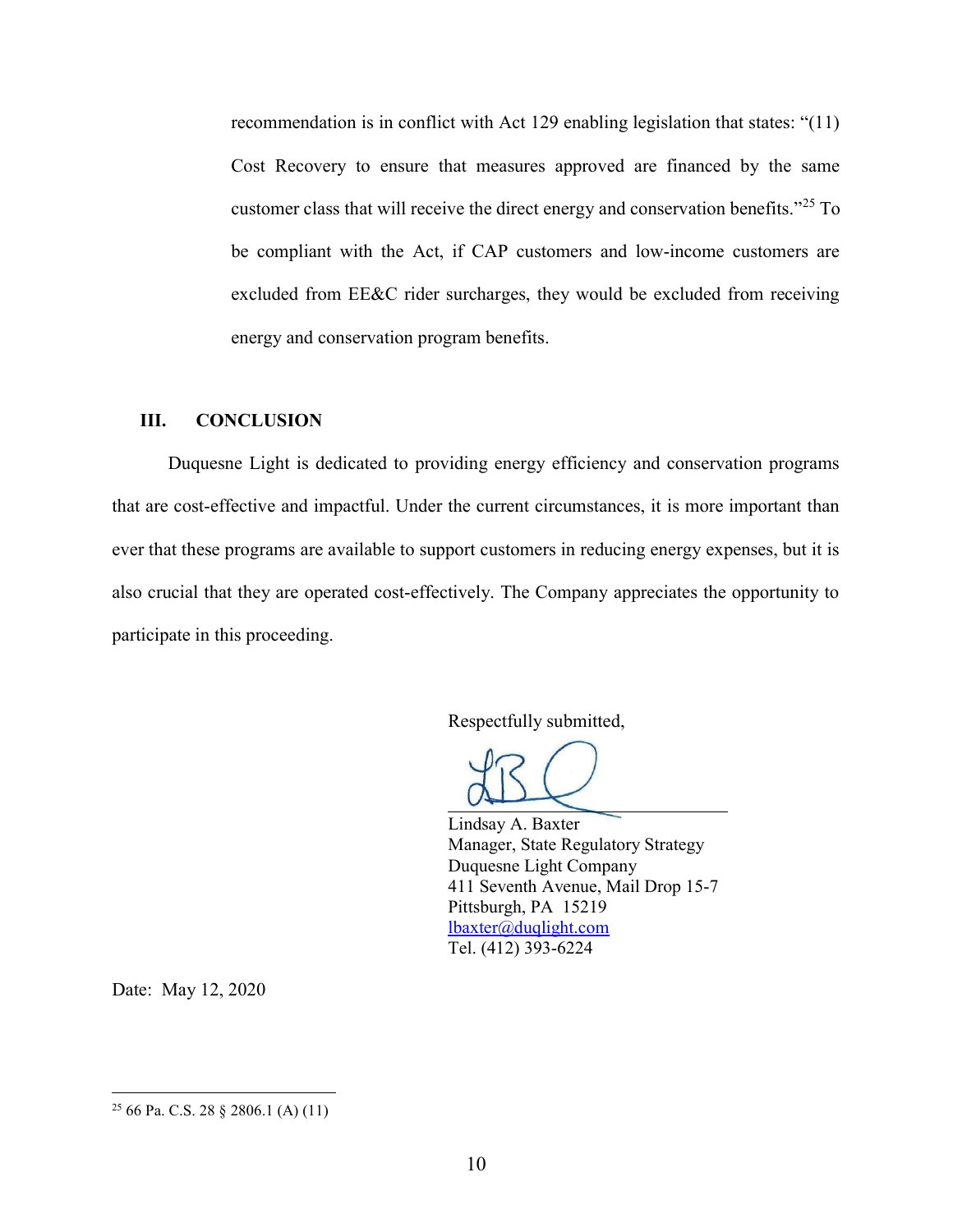recommendation is in conflict with Act 129 enabling legislation that states: "(11) Cost Recovery to ensure that measures approved are financed by the same customer class that will receive the direct energy and conservation benefits."[25] To be compliant with the Act, if CAP customers and low-income customers are excluded from EE&C rider surcharges, they would be excluded from receiving energy and conservation program benefits.

## III. CONCLUSION

Duquesne Light is dedicated to providing energy efficiency and conservation programs that are cost-effective and impactful. Under the current circumstances, it is more important than ever that these programs are available to support customers in reducing energy expenses, but it is also crucial that they are operated cost-effectively. The Company appreciates the opportunity to participate in this proceeding.

Respectfully submitted,

Lindsay A. Baxter
Manager, State Regulatory Strategy
Duquesne Light Company
411 Seventh Avenue, Mail Drop 15-7
Pittsburgh, PA 15219
lbaxter@duqlight.com
Tel. (412) 393-6224

Date: May 12, 2020

---

[25] 66 Pa. C.S. 28 § 2806.1 (A) (11)